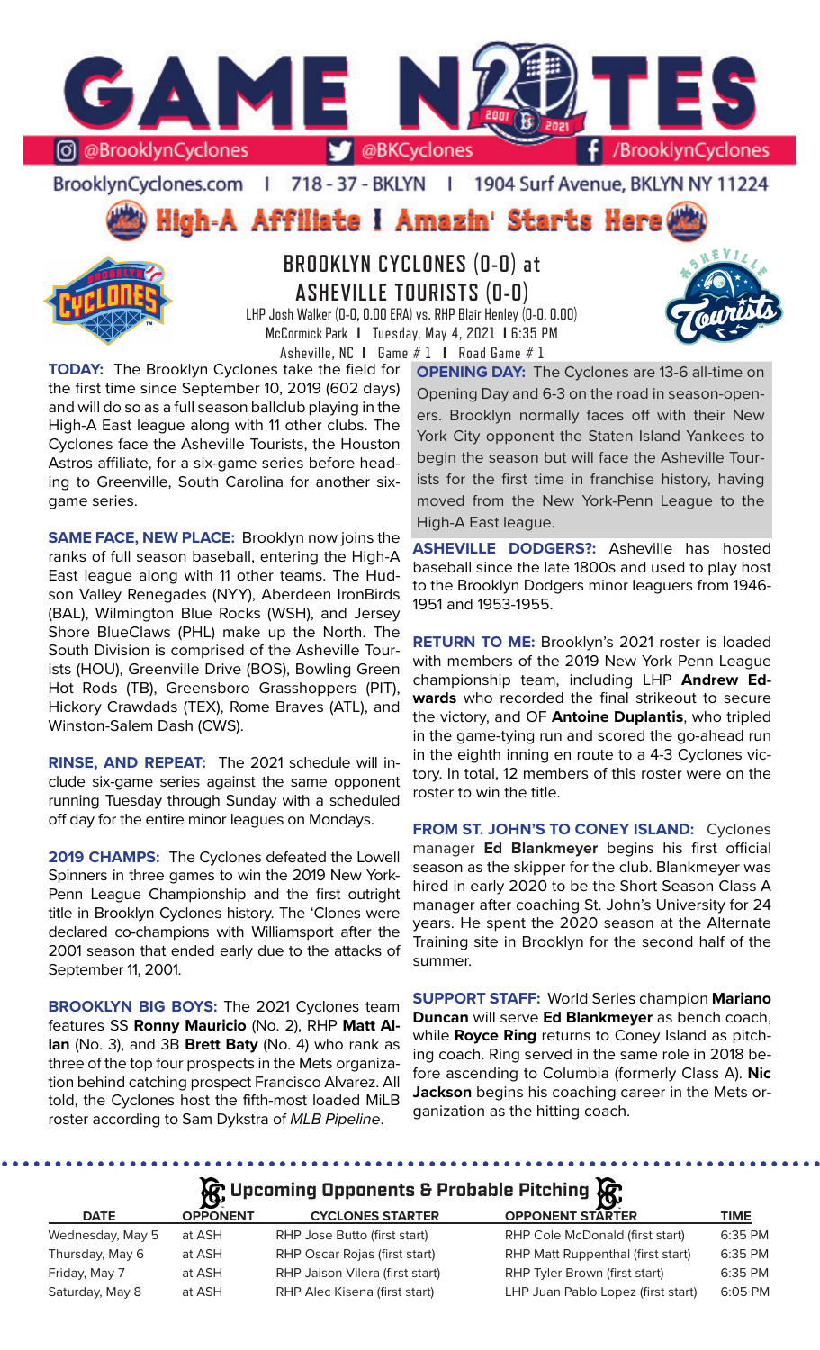# GAME NOTES

@BrooklynCyclones | @BKCyclones | /BrooklynCyclones

BrooklynCyclones.com | 718 - 37 - BKLYN | 1904 Surf Avenue, BKLYN NY 11224

**High-A Affiliate I Amazin' Starts Here**

## BROOKLYN CYCLONES (0-0) at ASHEVILLE TOURISTS (0-0)

LHP Josh Walker (0-0, 0.00 ERA) vs. RHP Blair Henley (0-0, 0.00)
McCormick Park | Tuesday, May 4, 2021 | 6:35 PM
Asheville, NC | Game # 1 | Road Game # 1

**TODAY:** The Brooklyn Cyclones take the field for the first time since September 10, 2019 (602 days) and will do so as a full season ballclub playing in the High-A East league along with 11 other clubs. The Cyclones face the Asheville Tourists, the Houston Astros affiliate, for a six-game series before heading to Greenville, South Carolina for another six-game series.

**SAME FACE, NEW PLACE:** Brooklyn now joins the ranks of full season baseball, entering the High-A East league along with 11 other teams. The Hudson Valley Renegades (NYY), Aberdeen IronBirds (BAL), Wilmington Blue Rocks (WSH), and Jersey Shore BlueClaws (PHL) make up the North. The South Division is comprised of the Asheville Tourists (HOU), Greenville Drive (BOS), Bowling Green Hot Rods (TB), Greensboro Grasshoppers (PIT), Hickory Crawdads (TEX), Rome Braves (ATL), and Winston-Salem Dash (CWS).

**RINSE, AND REPEAT:** The 2021 schedule will include six-game series against the same opponent running Tuesday through Sunday with a scheduled off day for the entire minor leagues on Mondays.

**2019 CHAMPS:** The Cyclones defeated the Lowell Spinners in three games to win the 2019 New York-Penn League Championship and the first outright title in Brooklyn Cyclones history. The 'Clones were declared co-champions with Williamsport after the 2001 season that ended early due to the attacks of September 11, 2001.

**BROOKLYN BIG BOYS:** The 2021 Cyclones team features SS **Ronny Mauricio** (No. 2), RHP **Matt Allan** (No. 3), and 3B **Brett Baty** (No. 4) who rank as three of the top four prospects in the Mets organization behind catching prospect Francisco Alvarez. All told, the Cyclones host the fifth-most loaded MiLB roster according to Sam Dykstra of *MLB Pipeline*.

**OPENING DAY:** The Cyclones are 13-6 all-time on Opening Day and 6-3 on the road in season-openers. Brooklyn normally faces off with their New York City opponent the Staten Island Yankees to begin the season but will face the Asheville Tourists for the first time in franchise history, having moved from the New York-Penn League to the High-A East league.

**ASHEVILLE DODGERS?:** Asheville has hosted baseball since the late 1800s and used to play host to the Brooklyn Dodgers minor leaguers from 1946-1951 and 1953-1955.

**RETURN TO ME:** Brooklyn's 2021 roster is loaded with members of the 2019 New York Penn League championship team, including LHP **Andrew Edwards** who recorded the final strikeout to secure the victory, and OF **Antoine Duplantis**, who tripled in the game-tying run and scored the go-ahead run in the eighth inning en route to a 4-3 Cyclones victory. In total, 12 members of this roster were on the roster to win the title.

**FROM ST. JOHN'S TO CONEY ISLAND:** Cyclones manager **Ed Blankmeyer** begins his first official season as the skipper for the club. Blankmeyer was hired in early 2020 to be the Short Season Class A manager after coaching St. John's University for 24 years. He spent the 2020 season at the Alternate Training site in Brooklyn for the second half of the summer.

**SUPPORT STAFF:** World Series champion **Mariano Duncan** will serve **Ed Blankmeyer** as bench coach, while **Royce Ring** returns to Coney Island as pitching coach. Ring served in the same role in 2018 before ascending to Columbia (formerly Class A). **Nic Jackson** begins his coaching career in the Mets organization as the hitting coach.

## Upcoming Opponents & Probable Pitching

| DATE | OPPONENT | CYCLONES STARTER | OPPONENT STARTER | TIME |
|---|---|---|---|---|
| Wednesday, May 5 | at ASH | RHP Jose Butto (first start) | RHP Cole McDonald (first start) | 6:35 PM |
| Thursday, May 6 | at ASH | RHP Oscar Rojas (first start) | RHP Matt Ruppenthal (first start) | 6:35 PM |
| Friday, May 7 | at ASH | RHP Jaison Vilera (first start) | RHP Tyler Brown (first start) | 6:35 PM |
| Saturday, May 8 | at ASH | RHP Alec Kisena (first start) | LHP Juan Pablo Lopez (first start) | 6:05 PM |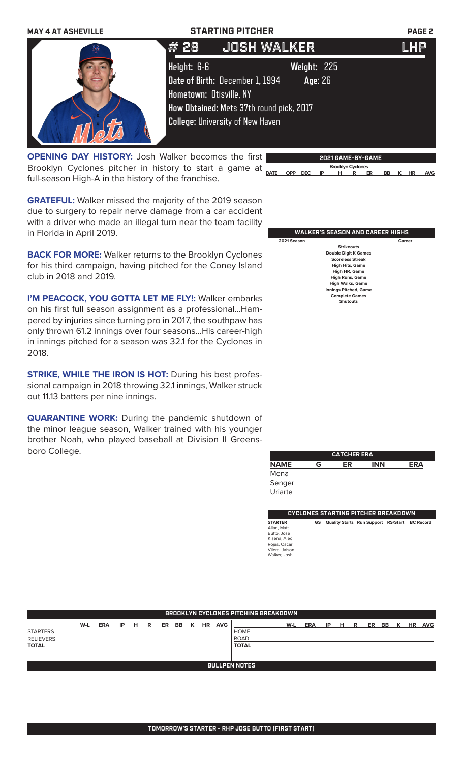MAY 4 AT ASHEVILLE

# STARTING PITCHER

## # 28 JOSH WALKER — LHP

**Height:** 6-6 **Weight:** 225
**Date of Birth:** December 1, 1994 **Age:** 26
**Hometown:** Otisville, NY
**How Obtained:** Mets 37th round pick, 2017
**College:** University of New Haven

**OPENING DAY HISTORY:** Josh Walker becomes the first Brooklyn Cyclones pitcher in history to start a game at full-season High-A in the history of the franchise.

**GRATEFUL:** Walker missed the majority of the 2019 season due to surgery to repair nerve damage from a car accident with a driver who made an illegal turn near the team facility in Florida in April 2019.

**BACK FOR MORE:** Walker returns to the Brooklyn Cyclones for his third campaign, having pitched for the Coney Island club in 2018 and 2019.

**I'M PEACOCK, YOU GOTTA LET ME FLY!:** Walker embarks on his first full season assignment as a professional...Hampered by injuries since turning pro in 2017, the southpaw has only thrown 61.2 innings over four seasons...His career-high in innings pitched for a season was 32.1 for the Cyclones in 2018.

**STRIKE, WHILE THE IRON IS HOT:** During his best professional campaign in 2018 throwing 32.1 innings, Walker struck out 11.13 batters per nine innings.

**QUARANTINE WORK:** During the pandemic shutdown of the minor league season, Walker trained with his younger brother Noah, who played baseball at Division II Greensboro College.

### 2021 GAME-BY-GAME

Brooklyn Cyclones

| DATE | OPP | DEC | IP | H | R | ER | BB | K | HR | AVG |
|---|---|---|---|---|---|---|---|---|---|---|

### WALKER'S SEASON AND CAREER HIGHS

| 2021 Season | | Career |
|---|---|---|
| | Strikeouts | |
| | Double Digit K Games | |
| | Scoreless Streak | |
| | High Hits, Game | |
| | High HR, Game | |
| | High Runs, Game | |
| | High Walks, Game | |
| | Innings Pitched, Game | |
| | Complete Games | |
| | Shutouts | |

### CATCHER ERA

| NAME | G | ER | INN | ERA |
|---|---|---|---|---|
| Mena | | | | |
| Senger | | | | |
| Uriarte | | | | |

### CYCLONES STARTING PITCHER BREAKDOWN

| STARTER | GS | Quality Starts | Run Support | RS/Start | BC Record |
|---|---|---|---|---|---|
| Allan, Matt | | | | | |
| Butto, Jose | | | | | |
| Kisena, Alec | | | | | |
| Rojas, Oscar | | | | | |
| Vilera, Jaison | | | | | |
| Walker, Josh | | | | | |

### BROOKLYN CYCLONES PITCHING BREAKDOWN

| | W-L | ERA | IP | H | R | ER | BB | K | HR | AVG |
|---|---|---|---|---|---|---|---|---|---|---|
| STARTERS | | | | | | | | | | |
| RELIEVERS | | | | | | | | | | |
| TOTAL | | | | | | | | | | |

| | W-L | ERA | IP | H | R | ER | BB | K | HR | AVG |
|---|---|---|---|---|---|---|---|---|---|---|
| HOME | | | | | | | | | | |
| ROAD | | | | | | | | | | |
| TOTAL | | | | | | | | | | |

### BULLPEN NOTES

**TOMORROW'S STARTER - RHP JOSE BUTTO (FIRST START)**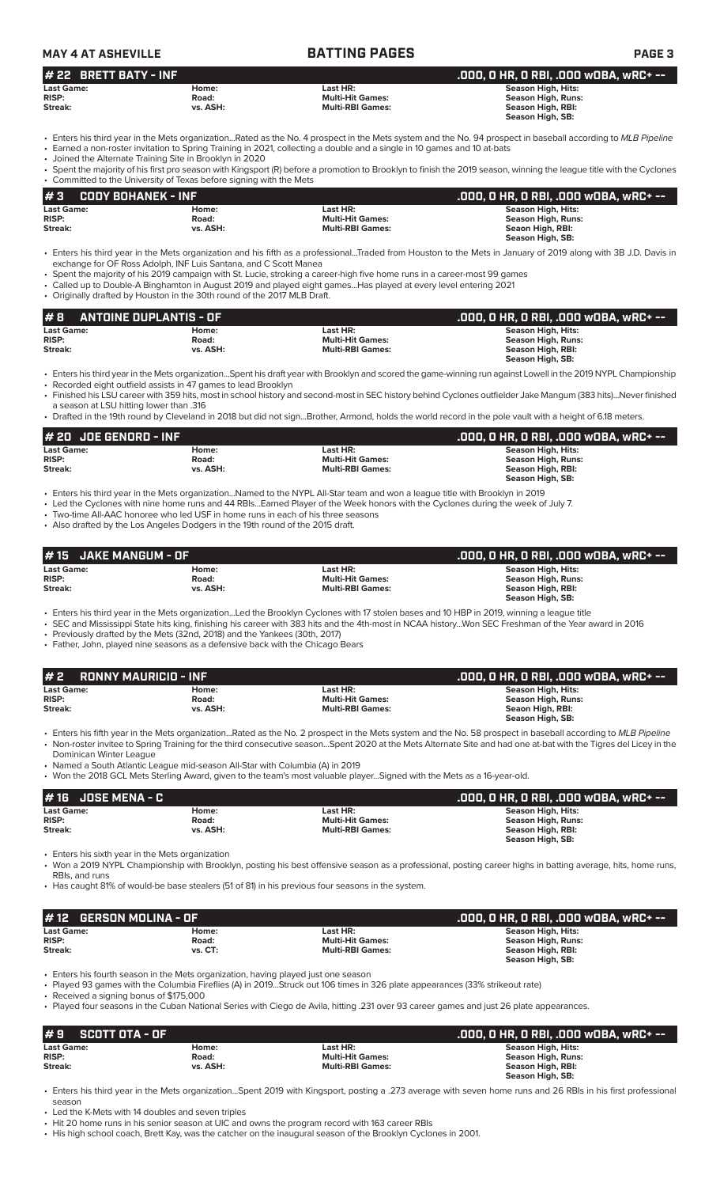## # 22 BRETT BATY - INF

.000, 0 HR, 0 RBI, .000 wOBA, wRC+ --

| | | | |
|---|---|---|---|
| **Last Game:** | **Home:** | **Last HR:** | **Season High, Hits:** |
| **RISP:** | **Road:** | **Multi-Hit Games:** | **Season High, Runs:** |
| **Streak:** | **vs. ASH:** | **Multi-RBI Games:** | **Season High, RBI:** |
| | | | **Season High, SB:** |

- Enters his third year in the Mets organization...Rated as the No. 4 prospect in the Mets system and the No. 94 prospect in baseball according to *MLB Pipeline*
- Earned a non-roster invitation to Spring Training in 2021, collecting a double and a single in 10 games and 10 at-bats
- Joined the Alternate Training Site in Brooklyn in 2020
- Spent the majority of his first pro season with Kingsport (R) before a promotion to Brooklyn to finish the 2019 season, winning the league title with the Cyclones
- Committed to the University of Texas before signing with the Mets

## # 3 CODY BOHANEK - INF

.000, 0 HR, 0 RBI, .000 wOBA, wRC+ --

| | | | |
|---|---|---|---|
| **Last Game:** | **Home:** | **Last HR:** | **Season High, Hits:** |
| **RISP:** | **Road:** | **Multi-Hit Games:** | **Season High, Runs:** |
| **Streak:** | **vs. ASH:** | **Multi-RBI Games:** | **Seaon High, RBI:** |
| | | | **Season High, SB:** |

- Enters his third year in the Mets organization and his fifth as a professional...Traded from Houston to the Mets in January of 2019 along with 3B J.D. Davis in exchange for OF Ross Adolph, INF Luis Santana, and C Scott Manea
- Spent the majority of his 2019 campaign with St. Lucie, stroking a career-high five home runs in a career-most 99 games
- Called up to Double-A Binghamton in August 2019 and played eight games...Has played at every level entering 2021
- Originally drafted by Houston in the 30th round of the 2017 MLB Draft.

## # 8 ANTOINE DUPLANTIS - OF

.000, 0 HR, 0 RBI, .000 wOBA, wRC+ --

| | | | |
|---|---|---|---|
| **Last Game:** | **Home:** | **Last HR:** | **Season High, Hits:** |
| **RISP:** | **Road:** | **Multi-Hit Games:** | **Season High, Runs:** |
| **Streak:** | **vs. ASH:** | **Multi-RBI Games:** | **Season High, RBI:** |
| | | | **Season High, SB:** |

- Enters his third year in the Mets organization...Spent his draft year with Brooklyn and scored the game-winning run against Lowell in the 2019 NYPL Championship
- Recorded eight outfield assists in 47 games to lead Brooklyn
- Finished his LSU career with 359 hits, most in school history and second-most in SEC history behind Cyclones outfielder Jake Mangum (383 hits)...Never finished a season at LSU hitting lower than .316
- Drafted in the 19th round by Cleveland in 2018 but did not sign...Brother, Armond, holds the world record in the pole vault with a height of 6.18 meters.

## # 20 JOE GENORD - INF

.000, 0 HR, 0 RBI, .000 wOBA, wRC+ --

| | | | |
|---|---|---|---|
| **Last Game:** | **Home:** | **Last HR:** | **Season High, Hits:** |
| **RISP:** | **Road:** | **Multi-Hit Games:** | **Season High, Runs:** |
| **Streak:** | **vs. ASH:** | **Multi-RBI Games:** | **Season High, RBI:** |
| | | | **Season High, SB:** |

- Enters his third year in the Mets organization...Named to the NYPL All-Star team and won a league title with Brooklyn in 2019
- Led the Cyclones with nine home runs and 44 RBIs...Earned Player of the Week honors with the Cyclones during the week of July 7.
- Two-time All-AAC honoree who led USF in home runs in each of his three seasons
- Also drafted by the Los Angeles Dodgers in the 19th round of the 2015 draft.

## # 15 JAKE MANGUM - OF

.000, 0 HR, 0 RBI, .000 wOBA, wRC+ --

| | | | |
|---|---|---|---|
| **Last Game:** | **Home:** | **Last HR:** | **Season High, Hits:** |
| **RISP:** | **Road:** | **Multi-Hit Games:** | **Season High, Runs:** |
| **Streak:** | **vs. ASH:** | **Multi-RBI Games:** | **Season High, RBI:** |
| | | | **Season High, SB:** |

- Enters his third year in the Mets organization...Led the Brooklyn Cyclones with 17 stolen bases and 10 HBP in 2019, winning a league title
- SEC and Mississippi State hits king, finishing his career with 383 hits and the 4th-most in NCAA history...Won SEC Freshman of the Year award in 2016
- Previously drafted by the Mets (32nd, 2018) and the Yankees (30th, 2017)
- Father, John, played nine seasons as a defensive back with the Chicago Bears

## # 2 RONNY MAURICIO - INF

.000, 0 HR, 0 RBI, .000 wOBA, wRC+ --

| | | | |
|---|---|---|---|
| **Last Game:** | **Home:** | **Last HR:** | **Season High, Hits:** |
| **RISP:** | **Road:** | **Multi-Hit Games:** | **Season High, Runs:** |
| **Streak:** | **vs. ASH:** | **Multi-RBI Games:** | **Seaon High, RBI:** |
| | | | **Season High, SB:** |

- Enters his fifth year in the Mets organization...Rated as the No. 2 prospect in the Mets system and the No. 58 prospect in baseball according to *MLB Pipeline*
- Non-roster invitee to Spring Training for the third consecutive season...Spent 2020 at the Mets Alternate Site and had one at-bat with the Tigres del Licey in the Dominican Winter League
- Named a South Atlantic League mid-season All-Star with Columbia (A) in 2019
- Won the 2018 GCL Mets Sterling Award, given to the team's most valuable player...Signed with the Mets as a 16-year-old.

## # 16 JOSE MENA - C

.000, 0 HR, 0 RBI, .000 wOBA, wRC+ --

| | | | |
|---|---|---|---|
| **Last Game:** | **Home:** | **Last HR:** | **Season High, Hits:** |
| **RISP:** | **Road:** | **Multi-Hit Games:** | **Season High, Runs:** |
| **Streak:** | **vs. ASH:** | **Multi-RBI Games:** | **Season High, RBI:** |
| | | | **Season High, SB:** |

- Enters his sixth year in the Mets organization
- Won a 2019 NYPL Championship with Brooklyn, posting his best offensive season as a professional, posting career highs in batting average, hits, home runs, RBIs, and runs
- Has caught 81% of would-be base stealers (51 of 81) in his previous four seasons in the system.

## # 12 GERSON MOLINA - OF

.000, 0 HR, 0 RBI, .000 wOBA, wRC+ --

| | | | |
|---|---|---|---|
| **Last Game:** | **Home:** | **Last HR:** | **Season High, Hits:** |
| **RISP:** | **Road:** | **Multi-Hit Games:** | **Season High, Runs:** |
| **Streak:** | **vs. CT:** | **Multi-RBI Games:** | **Season High, RBI:** |
| | | | **Season High, SB:** |

- Enters his fourth season in the Mets organization, having played just one season
- Played 93 games with the Columbia Fireflies (A) in 2019...Struck out 106 times in 326 plate appearances (33% strikeout rate)
- Received a signing bonus of $175,000
- Played four seasons in the Cuban National Series with Ciego de Avila, hitting .231 over 93 career games and just 26 plate appearances.

## # 9 SCOTT OTA - OF

.000, 0 HR, 0 RBI, .000 wOBA, wRC+ --

| | | | |
|---|---|---|---|
| **Last Game:** | **Home:** | **Last HR:** | **Season High, Hits:** |
| **RISP:** | **Road:** | **Multi-Hit Games:** | **Season High, Runs:** |
| **Streak:** | **vs. ASH:** | **Multi-RBI Games:** | **Season High, RBI:** |
| | | | **Season High, SB:** |

- Enters his third year in the Mets organization...Spent 2019 with Kingsport, posting a .273 average with seven home runs and 26 RBIs in his first professional season
- Led the K-Mets with 14 doubles and seven triples
- Hit 20 home runs in his senior season at UIC and owns the program record with 163 career RBIs
- His high school coach, Brett Kay, was the catcher on the inaugural season of the Brooklyn Cyclones in 2001.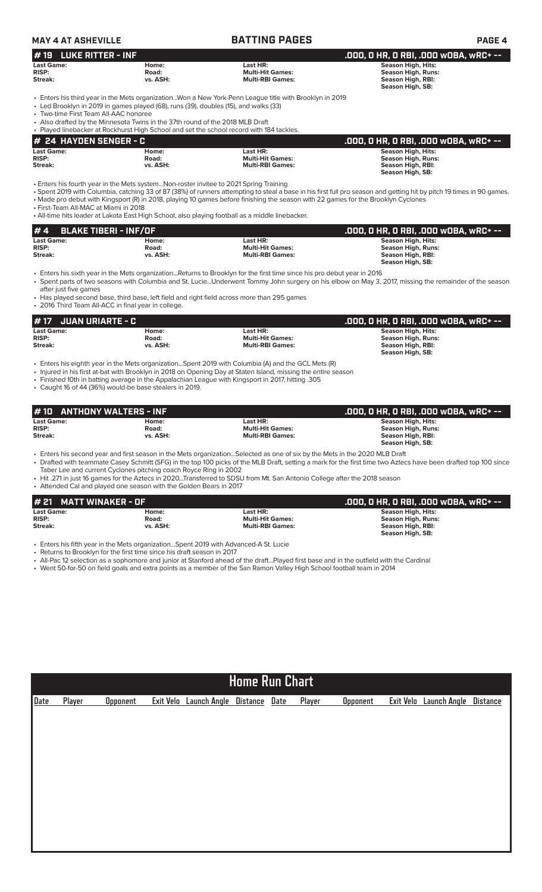## BATTING PAGES

MAY 4 AT ASHEVILLE

### #19 LUKE RITTER - INF
.000, 0 HR, 0 RBI, .000 wOBA, wRC+ --

| Last Game: | Home: | Last HR: | Season High, Hits: |
|---|---|---|---|
| RISP: | Road: | Multi-Hit Games: | Season High, Runs: |
| Streak: | vs. ASH: | Multi-RBI Games: | Season High, RBI: |
| | | | Season High, SB: |

- Enters his third year in the Mets organization...Won a New York-Penn League title with Brooklyn in 2019
- Led Brooklyn in 2019 in games played (68), runs (39), doubles (15), and walks (33)
- Two-time First Team All-AAC honoree
- Also drafted by the Minnesota Twins in the 37th round of the 2018 MLB Draft
- Played linebacker at Rockhurst High School and set the school record with 184 tackles.

### # 24 HAYDEN SENGER - C
.000, 0 HR, 0 RBI, .000 wOBA, wRC+ --

| Last Game: | Home: | Last HR: | Season High, Hits: |
|---|---|---|---|
| RISP: | Road: | Multi-Hit Games: | Season High, Runs: |
| Streak: | vs. ASH: | Multi-RBI Games: | Season High, RBI: |
| | | | Season High, SB: |

- Enters his fourth year in the Mets system...Non-roster invitee to 2021 Spring Training
- Spent 2019 with Columbia, catching 33 of 87 (38%) of runners attempting to steal a base in his first full pro season and getting hit by pitch 19 times in 90 games.
- Made pro debut with Kingsport (R) in 2018, playing 10 games before finishing the season with 22 games for the Brooklyn Cyclones
- First-Team All-MAC at Miami in 2018
- All-time hits leader at Lakota East High School, also playing football as a middle linebacker.

### # 4 BLAKE TIBERI - INF/OF
.000, 0 HR, 0 RBI, .000 wOBA, wRC+ --

| Last Game: | Home: | Last HR: | Season High, Hits: |
|---|---|---|---|
| RISP: | Road: | Multi-Hit Games: | Season High, Runs: |
| Streak: | vs. ASH: | Multi-RBI Games: | Season High, RBI: |
| | | | Season High, SB: |

- Enters his sixth year in the Mets organization...Returns to Brooklyn for the first time since his pro debut year in 2016
- Spent parts of two seasons with Columbia and St. Lucie...Underwent Tommy John surgery on his elbow on May 3, 2017, missing the remainder of the season after just five games
- Has played second base, third base, left field and right field across more than 295 games
- 2016 Third Team All-ACC in final year in college.

### # 17 JUAN URIARTE - C
.000, 0 HR, 0 RBI, .000 wOBA, wRC+ --

| Last Game: | Home: | Last HR: | Season High, Hits: |
|---|---|---|---|
| RISP: | Road: | Multi-Hit Games: | Season High, Runs: |
| Streak: | vs. ASH: | Multi-RBI Games: | Season High, RBI: |
| | | | Season High, SB: |

- Enters his eighth year in the Mets organization...Spent 2019 with Columbia (A) and the GCL Mets (R)
- Injured in his first at-bat with Brooklyn in 2018 on Opening Day at Staten Island, missing the entire season
- Finished 10th in batting average in the Appalachian League with Kingsport in 2017, hitting .305
- Caught 16 of 44 (36%) would-be base stealers in 2019.

### # 10 ANTHONY WALTERS - INF
.000, 0 HR, 0 RBI, .000 wOBA, wRC+ --

| Last Game: | Home: | Last HR: | Season High, Hits: |
|---|---|---|---|
| RISP: | Road: | Multi-Hit Games: | Season High, Runs: |
| Streak: | vs. ASH: | Multi-RBI Games: | Season High, RBI: |
| | | | Season High, SB: |

- Enters his second year and first season in the Mets organization...Selected as one of six by the Mets in the 2020 MLB Draft
- Drafted with teammate Casey Schmitt (SFG) in the top 100 picks of the MLB Draft, setting a mark for the first time two Aztecs have been drafted top 100 since Taber Lee and current Cyclones pitching coach Royce Ring in 2002
- Hit .271 in just 16 games for the Aztecs in 2020...Transferred to SDSU from Mt. San Antonio College after the 2018 season
- Attended Cal and played one season with the Golden Bears in 2017

### # 21 MATT WINAKER - OF
.000, 0 HR, 0 RBI, .000 wOBA, wRC+ --

| Last Game: | Home: | Last HR: | Season High, Hits: |
|---|---|---|---|
| RISP: | Road: | Multi-Hit Games: | Season High, Runs: |
| Streak: | vs. ASH: | Multi-RBI Games: | Season High, RBI: |
| | | | Season High, SB: |

- Enters his fifth year in the Mets organization...Spent 2019 with Advanced-A St. Lucie
- Returns to Brooklyn for the first time since his draft season in 2017
- All-Pac 12 selection as a sophomore and junior at Stanford ahead of the draft...Played first base and in the outfield with the Cardinal
- Went 50-for-50 on field goals and extra points as a member of the San Ramon Valley High School football team in 2014

## Home Run Chart

| Date | Player | Opponent | Exit Velo | Launch Angle | Distance | Date | Player | Opponent | Exit Velo | Launch Angle | Distance |
|---|---|---|---|---|---|---|---|---|---|---|---|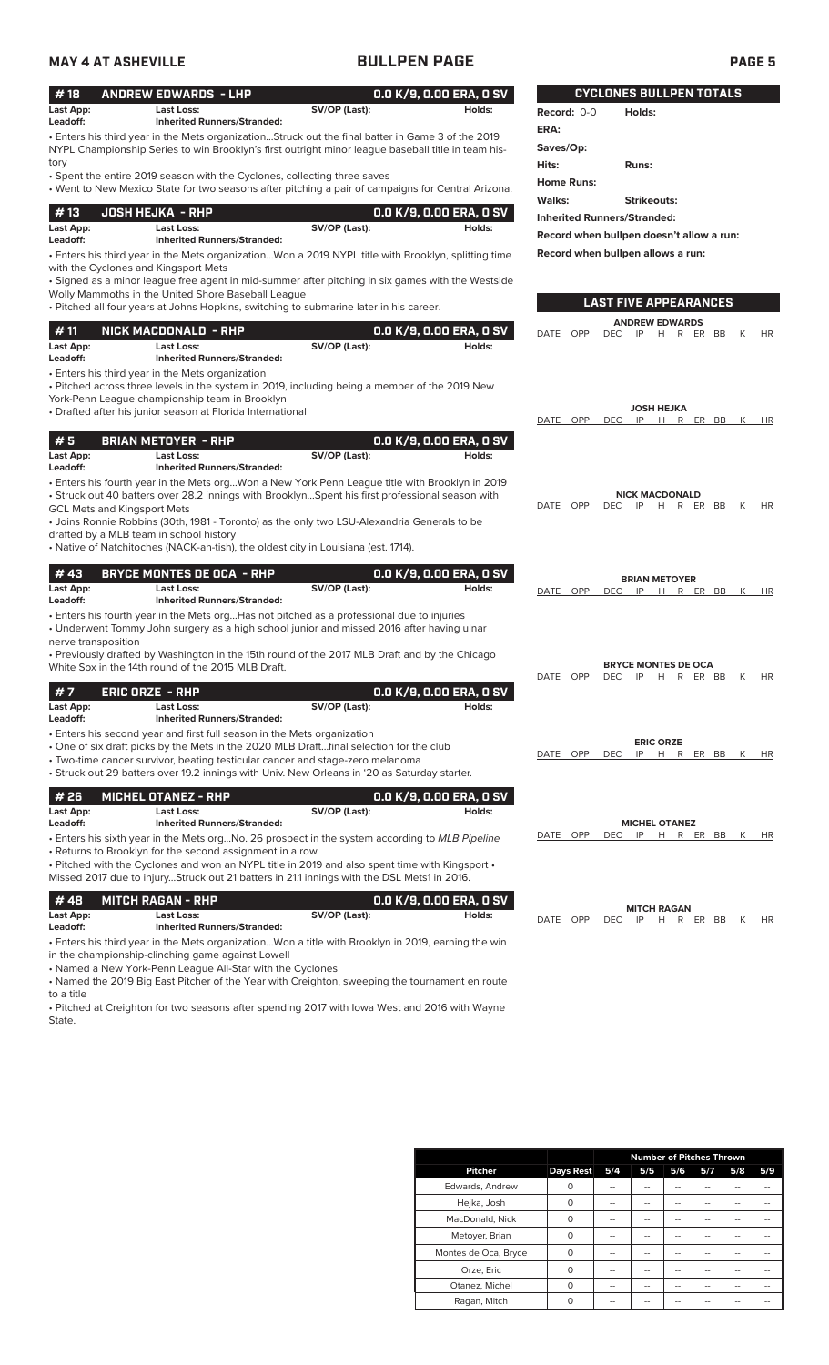## BULLPEN PAGE

### #18 ANDREW EDWARDS - LHP — 0.0 K/9, 0.00 ERA, 0 SV

**Last App:** **Last Loss:** **SV/OP (Last):** **Holds:**
**Leadoff:** **Inherited Runners/Stranded:**

- Enters his third year in the Mets organization...Struck out the final batter in Game 3 of the 2019 NYPL Championship Series to win Brooklyn's first outright minor league baseball title in team history
- Spent the entire 2019 season with the Cyclones, collecting three saves
- Went to New Mexico State for two seasons after pitching a pair of campaigns for Central Arizona.

### #13 JOSH HEJKA - RHP — 0.0 K/9, 0.00 ERA, 0 SV

**Last App:** **Last Loss:** **SV/OP (Last):** **Holds:**
**Leadoff:** **Inherited Runners/Stranded:**

- Enters his third year in the Mets organization...Won a 2019 NYPL title with Brooklyn, splitting time with the Cyclones and Kingsport Mets
- Signed as a minor league free agent in mid-summer after pitching in six games with the Westside Wolly Mammoths in the United Shore Baseball League
- Pitched all four years at Johns Hopkins, switching to submarine later in his career.

### #11 NICK MACDONALD - RHP — 0.0 K/9, 0.00 ERA, 0 SV

**Last App:** **Last Loss:** **SV/OP (Last):** **Holds:**
**Leadoff:** **Inherited Runners/Stranded:**

- Enters his third year in the Mets organization
- Pitched across three levels in the system in 2019, including being a member of the 2019 New York-Penn League championship team in Brooklyn
- Drafted after his junior season at Florida International

### #5 BRIAN METOYER - RHP — 0.0 K/9, 0.00 ERA, 0 SV

**Last App:** **Last Loss:** **SV/OP (Last):** **Holds:**
**Leadoff:** **Inherited Runners/Stranded:**

- Enters his fourth year in the Mets org...Won a New York Penn League title with Brooklyn in 2019
- Struck out 40 batters over 28.2 innings with Brooklyn...Spent his first professional season with GCL Mets and Kingsport Mets
- Joins Ronnie Robbins (30th, 1981 - Toronto) as the only two LSU-Alexandria Generals to be drafted by a MLB team in school history
- Native of Natchitoches (NACK-ah-tish), the oldest city in Louisiana (est. 1714).

### #43 BRYCE MONTES DE OCA - RHP — 0.0 K/9, 0.00 ERA, 0 SV

**Last App:** **Last Loss:** **SV/OP (Last):** **Holds:**
**Leadoff:** **Inherited Runners/Stranded:**

- Enters his fourth year in the Mets org...Has not pitched as a professional due to injuries
- Underwent Tommy John surgery as a high school junior and missed 2016 after having ulnar nerve transposition
- Previously drafted by Washington in the 15th round of the 2017 MLB Draft and by the Chicago White Sox in the 14th round of the 2015 MLB Draft.

### #7 ERIC ORZE - RHP — 0.0 K/9, 0.00 ERA, 0 SV

**Last App:** **Last Loss:** **SV/OP (Last):** **Holds:**
**Leadoff:** **Inherited Runners/Stranded:**

- Enters his second year and first full season in the Mets organization
- One of six draft picks by the Mets in the 2020 MLB Draft...final selection for the club
- Two-time cancer survivor, beating testicular cancer and stage-zero melanoma
- Struck out 29 batters over 19.2 innings with Univ. New Orleans in '20 as Saturday starter.

### #26 MICHEL OTANEZ - RHP — 0.0 K/9, 0.00 ERA, 0 SV

**Last App:** **Last Loss:** **SV/OP (Last):** **Holds:**
**Leadoff:** **Inherited Runners/Stranded:**

- Enters his sixth year in the Mets org...No. 26 prospect in the system according to *MLB Pipeline*
- Returns to Brooklyn for the second assignment in a row
- Pitched with the Cyclones and won an NYPL title in 2019 and also spent time with Kingsport • Missed 2017 due to injury...Struck out 21 batters in 21.1 innings with the DSL Mets1 in 2016.

### #48 MITCH RAGAN - RHP — 0.0 K/9, 0.00 ERA, 0 SV

**Last App:** **Last Loss:** **SV/OP (Last):** **Holds:**
**Leadoff:** **Inherited Runners/Stranded:**

- Enters his third year in the Mets organization...Won a title with Brooklyn in 2019, earning the win in the championship-clinching game against Lowell
- Named a New York-Penn League All-Star with the Cyclones
- Named the 2019 Big East Pitcher of the Year with Creighton, sweeping the tournament en route to a title
- Pitched at Creighton for two seasons after spending 2017 with Iowa West and 2016 with Wayne State.

## CYCLONES BULLPEN TOTALS

**Record:** 0-0 **Holds:**
**ERA:**
**Saves/Op:**
**Hits:** **Runs:**
**Home Runs:**
**Walks:** **Strikeouts:**
**Inherited Runners/Stranded:**
**Record when bullpen doesn't allow a run:**
**Record when bullpen allows a run:**

## LAST FIVE APPEARANCES

**ANDREW EDWARDS**

| DATE | OPP | DEC | IP | H | R | ER | BB | K | HR |
|---|---|---|---|---|---|---|---|---|---|

**JOSH HEJKA**

| DATE | OPP | DEC | IP | H | R | ER | BB | K | HR |
|---|---|---|---|---|---|---|---|---|---|

**NICK MACDONALD**

| DATE | OPP | DEC | IP | H | R | ER | BB | K | HR |
|---|---|---|---|---|---|---|---|---|---|

**BRIAN METOYER**

| DATE | OPP | DEC | IP | H | R | ER | BB | K | HR |
|---|---|---|---|---|---|---|---|---|---|

**BRYCE MONTES DE OCA**

| DATE | OPP | DEC | IP | H | R | ER | BB | K | HR |
|---|---|---|---|---|---|---|---|---|---|

**ERIC ORZE**

| DATE | OPP | DEC | IP | H | R | ER | BB | K | HR |
|---|---|---|---|---|---|---|---|---|---|

**MICHEL OTANEZ**

| DATE | OPP | DEC | IP | H | R | ER | BB | K | HR |
|---|---|---|---|---|---|---|---|---|---|

**MITCH RAGAN**

| DATE | OPP | DEC | IP | H | R | ER | BB | K | HR |
|---|---|---|---|---|---|---|---|---|---|

| | | Number of Pitches Thrown | | | | | |
|---|---|---|---|---|---|---|---|
| **Pitcher** | **Days Rest** | **5/4** | **5/5** | **5/6** | **5/7** | **5/8** | **5/9** |
| Edwards, Andrew | 0 | -- | -- | -- | -- | -- | -- |
| Hejka, Josh | 0 | -- | -- | -- | -- | -- | -- |
| MacDonald, Nick | 0 | -- | -- | -- | -- | -- | -- |
| Metoyer, Brian | 0 | -- | -- | -- | -- | -- | -- |
| Montes de Oca, Bryce | 0 | -- | -- | -- | -- | -- | -- |
| Orze, Eric | 0 | -- | -- | -- | -- | -- | -- |
| Otanez, Michel | 0 | -- | -- | -- | -- | -- | -- |
| Ragan, Mitch | 0 | -- | -- | -- | -- | -- | -- |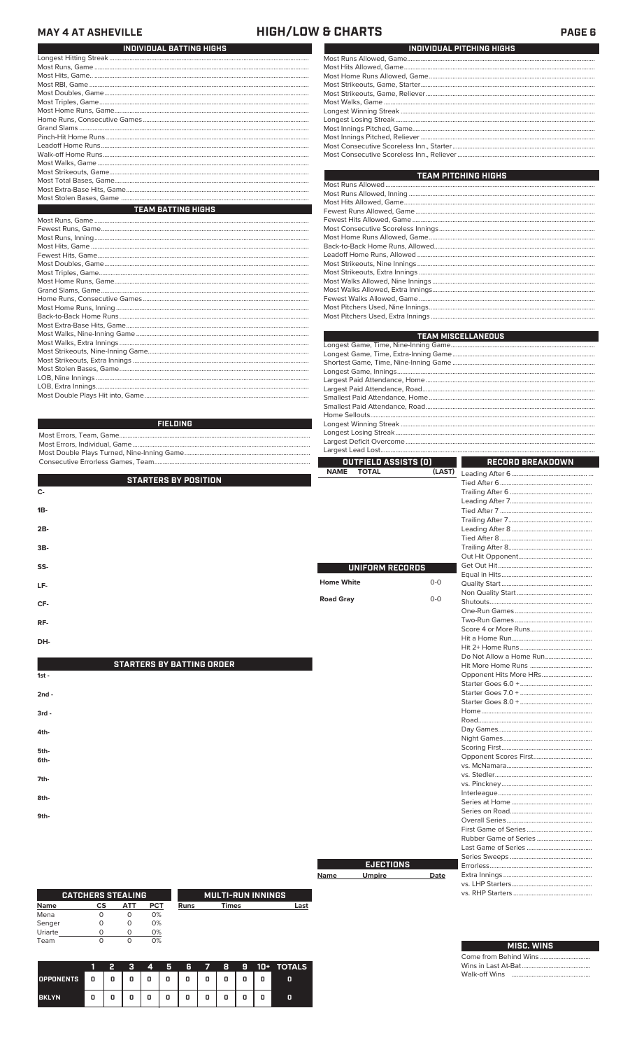# MAY 4 AT ASHEVILLE — HIGH/LOW & CHARTS

## INDIVIDUAL BATTING HIGHS

- Longest Hitting Streak
- Most Runs, Game
- Most Hits, Game.
- Most RBI, Game
- Most Doubles, Game
- Most Triples, Game
- Most Home Runs, Game
- Home Runs, Consecutive Games
- Grand Slams
- Pinch-Hit Home Runs
- Leadoff Home Runs
- Walk-off Home Runs
- Most Walks, Game
- Most Strikeouts, Game
- Most Total Bases, Game
- Most Extra-Base Hits, Game
- Most Stolen Bases, Game

## TEAM BATTING HIGHS

- Most Runs, Game
- Fewest Runs, Game
- Most Runs, Inning
- Most Hits, Game
- Fewest Hits, Game
- Most Doubles, Game
- Most Triples, Game
- Most Home Runs, Game
- Grand Slams, Game
- Home Runs, Consecutive Games
- Most Home Runs, Inning
- Back-to-Back Home Runs
- Most Extra-Base Hits, Game
- Most Walks, Nine-Inning Game
- Most Walks, Extra Innings
- Most Strikeouts, Nine-Inning Game
- Most Strikeouts, Extra Innings
- Most Stolen Bases, Game
- LOB, Nine Innings
- LOB, Extra Innings
- Most Double Plays Hit into, Game

## FIELDING

- Most Errors, Team, Game
- Most Errors, Individual, Game
- Most Double Plays Turned, Nine-Inning Game
- Consecutive Errorless Games, Team

## STARTERS BY POSITION

C-

1B-

2B-

3B-

SS-

LF-

CF-

RF-

DH-

## STARTERS BY BATTING ORDER

1st -

2nd -

3rd -

4th-

5th-

6th-

7th-

8th-

9th-

## CATCHERS STEALING

| Name | CS | ATT | PCT |
|---|---|---|---|
| Mena | 0 | 0 | 0% |
| Senger | 0 | 0 | 0% |
| Uriarte | 0 | 0 | 0% |
| Team | 0 | 0 | 0% |

## MULTI-RUN INNINGS

| Runs | Times | Last |
|---|---|---|

| | 1 | 2 | 3 | 4 | 5 | 6 | 7 | 8 | 9 | 10+ | TOTALS |
|---|---|---|---|---|---|---|---|---|---|---|---|
| OPPONENTS | 0 | 0 | 0 | 0 | 0 | 0 | 0 | 0 | 0 | 0 | 0 |
| BKLYN | 0 | 0 | 0 | 0 | 0 | 0 | 0 | 0 | 0 | 0 | 0 |

## INDIVIDUAL PITCHING HIGHS

- Most Runs Allowed, Game
- Most Hits Allowed, Game
- Most Home Runs Allowed, Game
- Most Strikeouts, Game, Starter
- Most Strikeouts, Game, Reliever
- Most Walks, Game
- Longest Winning Streak
- Longest Losing Streak
- Most Innings Pitched, Game
- Most Innings Pitched, Reliever
- Most Consecutive Scoreless Inn., Starter
- Most Consecutive Scoreless Inn., Reliever

## TEAM PITCHING HIGHS

- Most Runs Allowed
- Most Runs Allowed, Inning
- Most Hits Allowed, Game
- Fewest Runs Allowed, Game
- Fewest Hits Allowed, Game
- Most Consecutive Scoreless Innings
- Most Home Runs Allowed, Game
- Back-to-Back Home Runs, Allowed
- Leadoff Home Runs, Allowed
- Most Strikeouts, Nine Innings
- Most Strikeouts, Extra Innings
- Most Walks Allowed, Nine Innings
- Most Walks Allowed, Extra Innings
- Fewest Walks Allowed, Game
- Most Pitchers Used, Nine Innings
- Most Pitchers Used, Extra Innings

## TEAM MISCELLANEOUS

- Longest Game, Time, Nine-Inning Game
- Longest Game, Time, Extra-Inning Game
- Shortest Game, Time, Nine-Inning Game
- Longest Game, Innings
- Largest Paid Attendance, Home
- Largest Paid Attendance, Road
- Smallest Paid Attendance, Home
- Smallest Paid Attendance, Road
- Home Sellouts
- Longest Winning Streak
- Longest Losing Streak
- Largest Deficit Overcome
- Largest Lead Lost

## OUTFIELD ASSISTS (0)

| NAME | TOTAL | (LAST) |
|---|---|---|

## UNIFORM RECORDS

| | |
|---|---|
| Home White | 0-0 |
| Road Gray | 0-0 |

## EJECTIONS

| Name | Umpire | Date |
|---|---|---|

## RECORD BREAKDOWN

- Leading After 6
- Tied After 6
- Trailing After 6
- Leading After 7
- Tied After 7
- Trailing After 7
- Leading After 8
- Tied After 8
- Trailing After 8
- Out Hit Opponent
- Get Out Hit
- Equal in Hits
- Quality Start
- Non Quality Start
- Shutouts
- One-Run Games
- Two-Run Games
- Score 4 or More Runs
- Hit a Home Run
- Hit 2+ Home Runs
- Do Not Allow a Home Run
- Hit More Home Runs
- Opponent Hits More HRs
- Starter Goes 6.0 +
- Starter Goes 7.0 +
- Starter Goes 8.0 +
- Home
- Road
- Day Games
- Night Games
- Scoring First
- Opponent Scores First
- vs. McNamara
- vs. Stedler
- vs. Pinckney
- Interleague
- Series at Home
- Series on Road
- Overall Series
- First Game of Series
- Rubber Game of Series
- Last Game of Series
- Series Sweeps
- Errorless
- Extra Innings
- vs. LHP Starters
- vs. RHP Starters

## MISC. WINS

- Come from Behind Wins
- Wins in Last At-Bat
- Walk-off Wins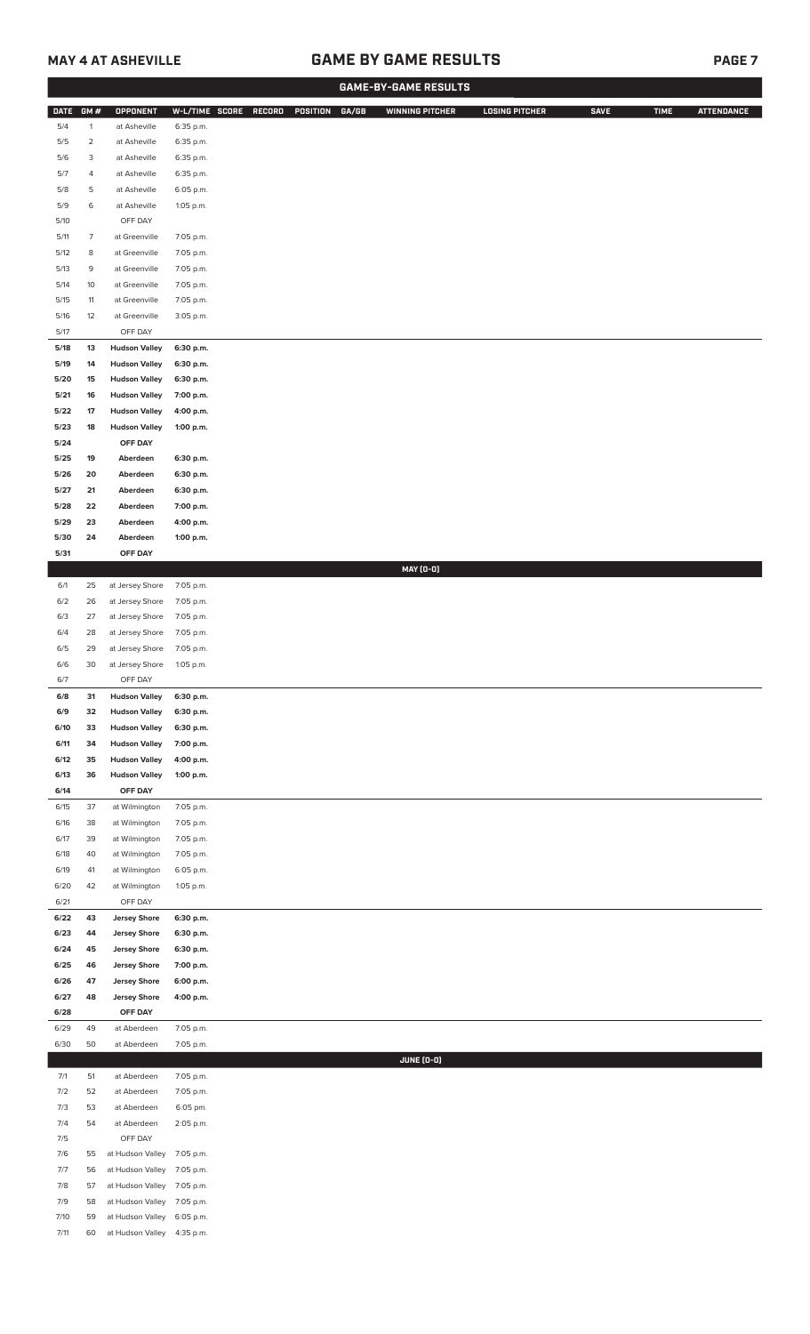## GAME BY GAME RESULTS

### GAME-BY-GAME RESULTS

| DATE | GM # | OPPONENT | W-L/TIME | SCORE | RECORD | POSITION | GA/GB | WINNING PITCHER | LOSING PITCHER | SAVE | TIME | ATTENDANCE |
|---|---|---|---|---|---|---|---|---|---|---|---|---|
| 5/4 | 1 | at Asheville | 6:35 p.m. | | | | | | | | | |
| 5/5 | 2 | at Asheville | 6:35 p.m. | | | | | | | | | |
| 5/6 | 3 | at Asheville | 6:35 p.m. | | | | | | | | | |
| 5/7 | 4 | at Asheville | 6:35 p.m. | | | | | | | | | |
| 5/8 | 5 | at Asheville | 6:05 p.m. | | | | | | | | | |
| 5/9 | 6 | at Asheville | 1:05 p.m. | | | | | | | | | |
| 5/10 | | OFF DAY | | | | | | | | | | |
| 5/11 | 7 | at Greenville | 7:05 p.m. | | | | | | | | | |
| 5/12 | 8 | at Greenville | 7:05 p.m. | | | | | | | | | |
| 5/13 | 9 | at Greenville | 7:05 p.m. | | | | | | | | | |
| 5/14 | 10 | at Greenville | 7:05 p.m. | | | | | | | | | |
| 5/15 | 11 | at Greenville | 7:05 p.m. | | | | | | | | | |
| 5/16 | 12 | at Greenville | 3:05 p.m. | | | | | | | | | |
| 5/17 | | OFF DAY | | | | | | | | | | |
| **5/18** | **13** | **Hudson Valley** | **6:30 p.m.** | | | | | | | | | |
| **5/19** | **14** | **Hudson Valley** | **6:30 p.m.** | | | | | | | | | |
| **5/20** | **15** | **Hudson Valley** | **6:30 p.m.** | | | | | | | | | |
| **5/21** | **16** | **Hudson Valley** | **7:00 p.m.** | | | | | | | | | |
| **5/22** | **17** | **Hudson Valley** | **4:00 p.m.** | | | | | | | | | |
| **5/23** | **18** | **Hudson Valley** | **1:00 p.m.** | | | | | | | | | |
| **5/24** | | **OFF DAY** | | | | | | | | | | |
| **5/25** | **19** | **Aberdeen** | **6:30 p.m.** | | | | | | | | | |
| **5/26** | **20** | **Aberdeen** | **6:30 p.m.** | | | | | | | | | |
| **5/27** | **21** | **Aberdeen** | **6:30 p.m.** | | | | | | | | | |
| **5/28** | **22** | **Aberdeen** | **7:00 p.m.** | | | | | | | | | |
| **5/29** | **23** | **Aberdeen** | **4:00 p.m.** | | | | | | | | | |
| **5/30** | **24** | **Aberdeen** | **1:00 p.m.** | | | | | | | | | |
| **5/31** | | **OFF DAY** | | | | | | | | | | |
| | | | | | | | | **MAY (0-0)** | | | | |
| 6/1 | 25 | at Jersey Shore | 7:05 p.m. | | | | | | | | | |
| 6/2 | 26 | at Jersey Shore | 7:05 p.m. | | | | | | | | | |
| 6/3 | 27 | at Jersey Shore | 7:05 p.m. | | | | | | | | | |
| 6/4 | 28 | at Jersey Shore | 7:05 p.m. | | | | | | | | | |
| 6/5 | 29 | at Jersey Shore | 7:05 p.m. | | | | | | | | | |
| 6/6 | 30 | at Jersey Shore | 1:05 p.m. | | | | | | | | | |
| 6/7 | | OFF DAY | | | | | | | | | | |
| **6/8** | **31** | **Hudson Valley** | **6:30 p.m.** | | | | | | | | | |
| **6/9** | **32** | **Hudson Valley** | **6:30 p.m.** | | | | | | | | | |
| **6/10** | **33** | **Hudson Valley** | **6:30 p.m.** | | | | | | | | | |
| **6/11** | **34** | **Hudson Valley** | **7:00 p.m.** | | | | | | | | | |
| **6/12** | **35** | **Hudson Valley** | **4:00 p.m.** | | | | | | | | | |
| **6/13** | **36** | **Hudson Valley** | **1:00 p.m.** | | | | | | | | | |
| **6/14** | | **OFF DAY** | | | | | | | | | | |
| 6/15 | 37 | at Wilmington | 7:05 p.m. | | | | | | | | | |
| 6/16 | 38 | at Wilmington | 7:05 p.m. | | | | | | | | | |
| 6/17 | 39 | at Wilmington | 7:05 p.m. | | | | | | | | | |
| 6/18 | 40 | at Wilmington | 7:05 p.m. | | | | | | | | | |
| 6/19 | 41 | at Wilmington | 6:05 p.m. | | | | | | | | | |
| 6/20 | 42 | at Wilmington | 1:05 p.m. | | | | | | | | | |
| 6/21 | | OFF DAY | | | | | | | | | | |
| **6/22** | **43** | **Jersey Shore** | **6:30 p.m.** | | | | | | | | | |
| **6/23** | **44** | **Jersey Shore** | **6:30 p.m.** | | | | | | | | | |
| **6/24** | **45** | **Jersey Shore** | **6:30 p.m.** | | | | | | | | | |
| **6/25** | **46** | **Jersey Shore** | **7:00 p.m.** | | | | | | | | | |
| **6/26** | **47** | **Jersey Shore** | **6:00 p.m.** | | | | | | | | | |
| **6/27** | **48** | **Jersey Shore** | **4:00 p.m.** | | | | | | | | | |
| **6/28** | | **OFF DAY** | | | | | | | | | | |
| 6/29 | 49 | at Aberdeen | 7:05 p.m. | | | | | | | | | |
| 6/30 | 50 | at Aberdeen | 7:05 p.m. | | | | | | | | | |
| | | | | | | | | **JUNE (0-0)** | | | | |
| 7/1 | 51 | at Aberdeen | 7:05 p.m. | | | | | | | | | |
| 7/2 | 52 | at Aberdeen | 7:05 p.m. | | | | | | | | | |
| 7/3 | 53 | at Aberdeen | 6:05 pm. | | | | | | | | | |
| 7/4 | 54 | at Aberdeen | 2:05 p.m. | | | | | | | | | |
| 7/5 | | OFF DAY | | | | | | | | | | |
| 7/6 | 55 | at Hudson Valley | 7:05 p.m. | | | | | | | | | |
| 7/7 | 56 | at Hudson Valley | 7:05 p.m. | | | | | | | | | |
| 7/8 | 57 | at Hudson Valley | 7:05 p.m. | | | | | | | | | |
| 7/9 | 58 | at Hudson Valley | 7:05 p.m. | | | | | | | | | |
| 7/10 | 59 | at Hudson Valley | 6:05 p.m. | | | | | | | | | |
| 7/11 | 60 | at Hudson Valley | 4:35 p.m. | | | | | | | | | |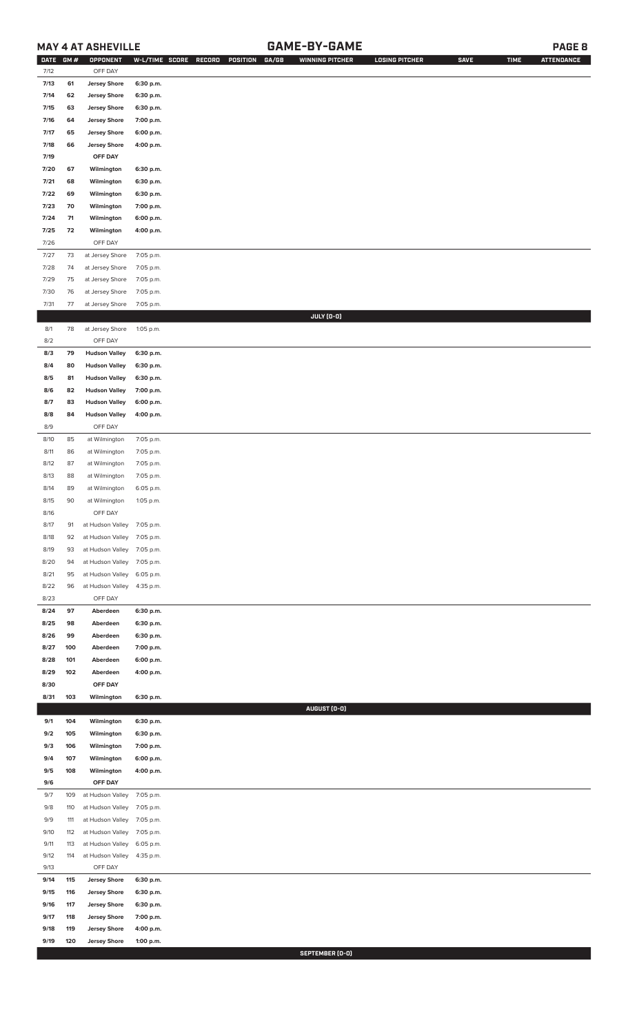## MAY 4 AT ASHEVILLE — GAME-BY-GAME

| DATE | GM # | OPPONENT | W-L/TIME | SCORE | RECORD | POSITION | GA/GB | WINNING PITCHER | LOSING PITCHER | SAVE | TIME | ATTENDANCE |
|---|---|---|---|---|---|---|---|---|---|---|---|---|
| 7/12 | | OFF DAY | | | | | | | | | | |
| 7/13 | 61 | Jersey Shore | 6:30 p.m. | | | | | | | | | |
| 7/14 | 62 | Jersey Shore | 6:30 p.m. | | | | | | | | | |
| 7/15 | 63 | Jersey Shore | 6:30 p.m. | | | | | | | | | |
| 7/16 | 64 | Jersey Shore | 7:00 p.m. | | | | | | | | | |
| 7/17 | 65 | Jersey Shore | 6:00 p.m. | | | | | | | | | |
| 7/18 | 66 | Jersey Shore | 4:00 p.m. | | | | | | | | | |
| 7/19 | | OFF DAY | | | | | | | | | | |
| 7/20 | 67 | Wilmington | 6:30 p.m. | | | | | | | | | |
| 7/21 | 68 | Wilmington | 6:30 p.m. | | | | | | | | | |
| 7/22 | 69 | Wilmington | 6:30 p.m. | | | | | | | | | |
| 7/23 | 70 | Wilmington | 7:00 p.m. | | | | | | | | | |
| 7/24 | 71 | Wilmington | 6:00 p.m. | | | | | | | | | |
| 7/25 | 72 | Wilmington | 4:00 p.m. | | | | | | | | | |
| 7/26 | | OFF DAY | | | | | | | | | | |
| 7/27 | 73 | at Jersey Shore | 7:05 p.m. | | | | | | | | | |
| 7/28 | 74 | at Jersey Shore | 7:05 p.m. | | | | | | | | | |
| 7/29 | 75 | at Jersey Shore | 7:05 p.m. | | | | | | | | | |
| 7/30 | 76 | at Jersey Shore | 7:05 p.m. | | | | | | | | | |
| 7/31 | 77 | at Jersey Shore | 7:05 p.m. | | | | | | | | | |
| | | | | | | | | **JULY (0-0)** | | | | |
| 8/1 | 78 | at Jersey Shore | 1:05 p.m. | | | | | | | | | |
| 8/2 | | OFF DAY | | | | | | | | | | |
| 8/3 | 79 | Hudson Valley | 6:30 p.m. | | | | | | | | | |
| 8/4 | 80 | Hudson Valley | 6:30 p.m. | | | | | | | | | |
| 8/5 | 81 | Hudson Valley | 6:30 p.m. | | | | | | | | | |
| 8/6 | 82 | Hudson Valley | 7:00 p.m. | | | | | | | | | |
| 8/7 | 83 | Hudson Valley | 6:00 p.m. | | | | | | | | | |
| 8/8 | 84 | Hudson Valley | 4:00 p.m. | | | | | | | | | |
| 8/9 | | OFF DAY | | | | | | | | | | |
| 8/10 | 85 | at Wilmington | 7:05 p.m. | | | | | | | | | |
| 8/11 | 86 | at Wilmington | 7:05 p.m. | | | | | | | | | |
| 8/12 | 87 | at Wilmington | 7:05 p.m. | | | | | | | | | |
| 8/13 | 88 | at Wilmington | 7:05 p.m. | | | | | | | | | |
| 8/14 | 89 | at Wilmington | 6:05 p.m. | | | | | | | | | |
| 8/15 | 90 | at Wilmington | 1:05 p.m. | | | | | | | | | |
| 8/16 | | OFF DAY | | | | | | | | | | |
| 8/17 | 91 | at Hudson Valley | 7:05 p.m. | | | | | | | | | |
| 8/18 | 92 | at Hudson Valley | 7:05 p.m. | | | | | | | | | |
| 8/19 | 93 | at Hudson Valley | 7:05 p.m. | | | | | | | | | |
| 8/20 | 94 | at Hudson Valley | 7:05 p.m. | | | | | | | | | |
| 8/21 | 95 | at Hudson Valley | 6:05 p.m. | | | | | | | | | |
| 8/22 | 96 | at Hudson Valley | 4:35 p.m. | | | | | | | | | |
| 8/23 | | OFF DAY | | | | | | | | | | |
| 8/24 | 97 | Aberdeen | 6:30 p.m. | | | | | | | | | |
| 8/25 | 98 | Aberdeen | 6:30 p.m. | | | | | | | | | |
| 8/26 | 99 | Aberdeen | 6:30 p.m. | | | | | | | | | |
| 8/27 | 100 | Aberdeen | 7:00 p.m. | | | | | | | | | |
| 8/28 | 101 | Aberdeen | 6:00 p.m. | | | | | | | | | |
| 8/29 | 102 | Aberdeen | 4:00 p.m. | | | | | | | | | |
| 8/30 | | OFF DAY | | | | | | | | | | |
| 8/31 | 103 | Wilmington | 6:30 p.m. | | | | | | | | | |
| | | | | | | | | **AUGUST (0-0)** | | | | |
| 9/1 | 104 | Wilmington | 6:30 p.m. | | | | | | | | | |
| 9/2 | 105 | Wilmington | 6:30 p.m. | | | | | | | | | |
| 9/3 | 106 | Wilmington | 7:00 p.m. | | | | | | | | | |
| 9/4 | 107 | Wilmington | 6:00 p.m. | | | | | | | | | |
| 9/5 | 108 | Wilmington | 4:00 p.m. | | | | | | | | | |
| 9/6 | | OFF DAY | | | | | | | | | | |
| 9/7 | 109 | at Hudson Valley | 7:05 p.m. | | | | | | | | | |
| 9/8 | 110 | at Hudson Valley | 7:05 p.m. | | | | | | | | | |
| 9/9 | 111 | at Hudson Valley | 7:05 p.m. | | | | | | | | | |
| 9/10 | 112 | at Hudson Valley | 7:05 p.m. | | | | | | | | | |
| 9/11 | 113 | at Hudson Valley | 6:05 p.m. | | | | | | | | | |
| 9/12 | 114 | at Hudson Valley | 4:35 p.m. | | | | | | | | | |
| 9/13 | | OFF DAY | | | | | | | | | | |
| 9/14 | 115 | Jersey Shore | 6:30 p.m. | | | | | | | | | |
| 9/15 | 116 | Jersey Shore | 6:30 p.m. | | | | | | | | | |
| 9/16 | 117 | Jersey Shore | 6:30 p.m. | | | | | | | | | |
| 9/17 | 118 | Jersey Shore | 7:00 p.m. | | | | | | | | | |
| 9/18 | 119 | Jersey Shore | 4:00 p.m. | | | | | | | | | |
| 9/19 | 120 | Jersey Shore | 1:00 p.m. | | | | | | | | | |
| | | | | | | | | **SEPTEMBER (0-0)** | | | | |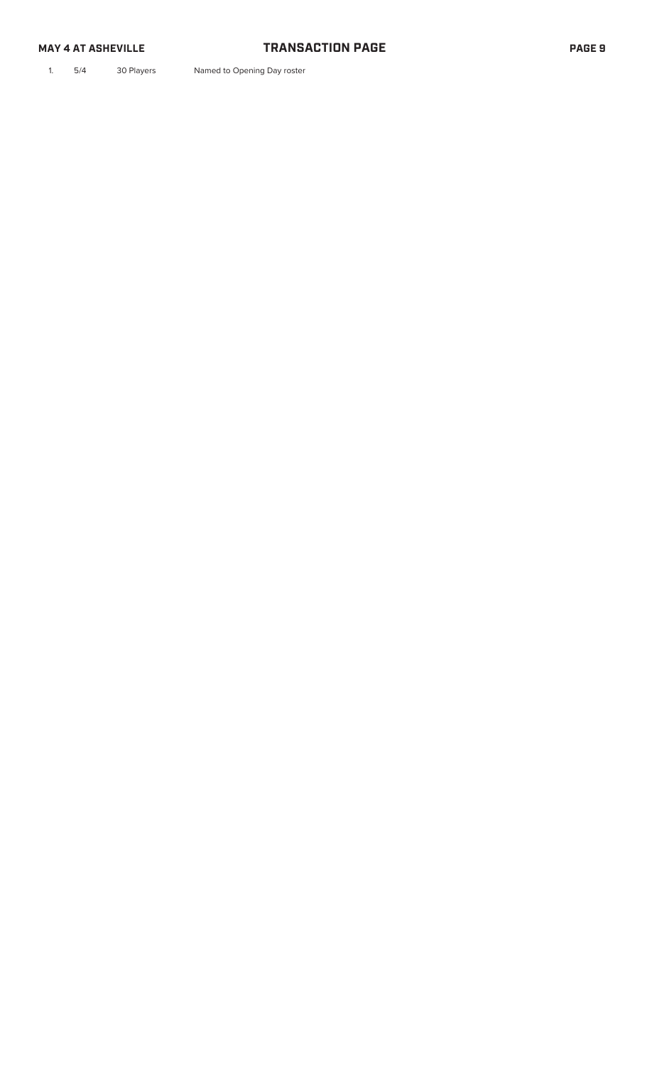# TRANSACTION PAGE

| | | | |
|---|---|---|---|
| 1. | 5/4 | 30 Players | Named to Opening Day roster |